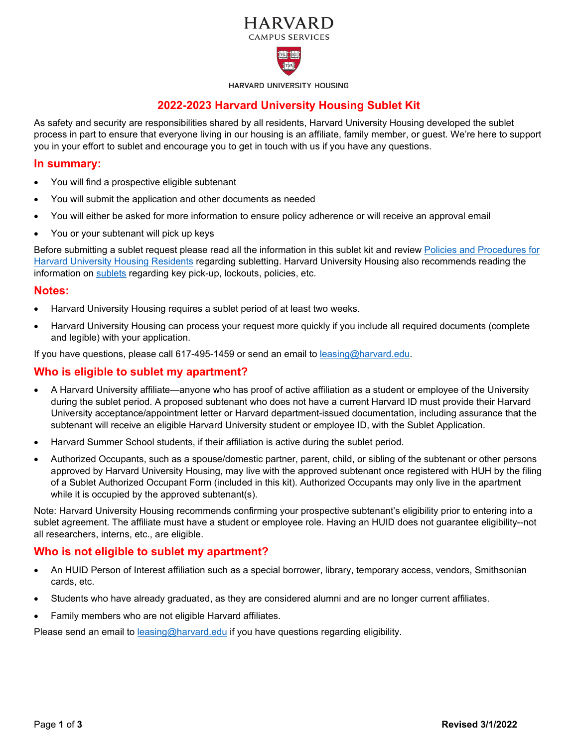HARVARD
CAMPUS SERVICES

HARVARD UNIVERSITY HOUSING

# 2022-2023 Harvard University Housing Sublet Kit

As safety and security are responsibilities shared by all residents, Harvard University Housing developed the sublet process in part to ensure that everyone living in our housing is an affiliate, family member, or guest. We're here to support you in your effort to sublet and encourage you to get in touch with us if you have any questions.

## In summary:

- You will find a prospective eligible subtenant
- You will submit the application and other documents as needed
- You will either be asked for more information to ensure policy adherence or will receive an approval email
- You or your subtenant will pick up keys

Before submitting a sublet request please read all the information in this sublet kit and review Policies and Procedures for Harvard University Housing Residents regarding subletting. Harvard University Housing also recommends reading the information on sublets regarding key pick-up, lockouts, policies, etc.

## Notes:

- Harvard University Housing requires a sublet period of at least two weeks.
- Harvard University Housing can process your request more quickly if you include all required documents (complete and legible) with your application.

If you have questions, please call 617-495-1459 or send an email to leasing@harvard.edu.

## Who is eligible to sublet my apartment?

- A Harvard University affiliate—anyone who has proof of active affiliation as a student or employee of the University during the sublet period. A proposed subtenant who does not have a current Harvard ID must provide their Harvard University acceptance/appointment letter or Harvard department-issued documentation, including assurance that the subtenant will receive an eligible Harvard University student or employee ID, with the Sublet Application.
- Harvard Summer School students, if their affiliation is active during the sublet period.
- Authorized Occupants, such as a spouse/domestic partner, parent, child, or sibling of the subtenant or other persons approved by Harvard University Housing, may live with the approved subtenant once registered with HUH by the filing of a Sublet Authorized Occupant Form (included in this kit). Authorized Occupants may only live in the apartment while it is occupied by the approved subtenant(s).

Note: Harvard University Housing recommends confirming your prospective subtenant's eligibility prior to entering into a sublet agreement. The affiliate must have a student or employee role. Having an HUID does not guarantee eligibility--not all researchers, interns, etc., are eligible.

## Who is not eligible to sublet my apartment?

- An HUID Person of Interest affiliation such as a special borrower, library, temporary access, vendors, Smithsonian cards, etc.
- Students who have already graduated, as they are considered alumni and are no longer current affiliates.
- Family members who are not eligible Harvard affiliates.

Please send an email to leasing@harvard.edu if you have questions regarding eligibility.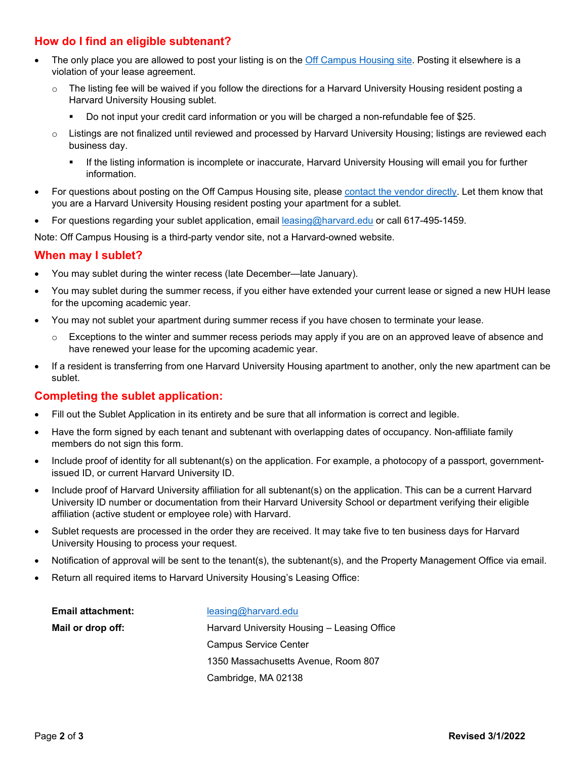## How do I find an eligible subtenant?

- The only place you are allowed to post your listing is on the Off Campus Housing site. Posting it elsewhere is a violation of your lease agreement.
  - The listing fee will be waived if you follow the directions for a Harvard University Housing resident posting a Harvard University Housing sublet.
    - Do not input your credit card information or you will be charged a non-refundable fee of $25.
  - Listings are not finalized until reviewed and processed by Harvard University Housing; listings are reviewed each business day.
    - If the listing information is incomplete or inaccurate, Harvard University Housing will email you for further information.
- For questions about posting on the Off Campus Housing site, please contact the vendor directly. Let them know that you are a Harvard University Housing resident posting your apartment for a sublet.
- For questions regarding your sublet application, email leasing@harvard.edu or call 617-495-1459.

Note: Off Campus Housing is a third-party vendor site, not a Harvard-owned website.

## When may I sublet?

- You may sublet during the winter recess (late December—late January).
- You may sublet during the summer recess, if you either have extended your current lease or signed a new HUH lease for the upcoming academic year.
- You may not sublet your apartment during summer recess if you have chosen to terminate your lease.
  - Exceptions to the winter and summer recess periods may apply if you are on an approved leave of absence and have renewed your lease for the upcoming academic year.
- If a resident is transferring from one Harvard University Housing apartment to another, only the new apartment can be sublet.

## Completing the sublet application:

- Fill out the Sublet Application in its entirety and be sure that all information is correct and legible.
- Have the form signed by each tenant and subtenant with overlapping dates of occupancy. Non-affiliate family members do not sign this form.
- Include proof of identity for all subtenant(s) on the application. For example, a photocopy of a passport, government-issued ID, or current Harvard University ID.
- Include proof of Harvard University affiliation for all subtenant(s) on the application. This can be a current Harvard University ID number or documentation from their Harvard University School or department verifying their eligible affiliation (active student or employee role) with Harvard.
- Sublet requests are processed in the order they are received. It may take five to ten business days for Harvard University Housing to process your request.
- Notification of approval will be sent to the tenant(s), the subtenant(s), and the Property Management Office via email.
- Return all required items to Harvard University Housing's Leasing Office:

**Email attachment:** leasing@harvard.edu

**Mail or drop off:** Harvard University Housing – Leasing Office
Campus Service Center
1350 Massachusetts Avenue, Room 807
Cambridge, MA 02138

Revised 3/1/2022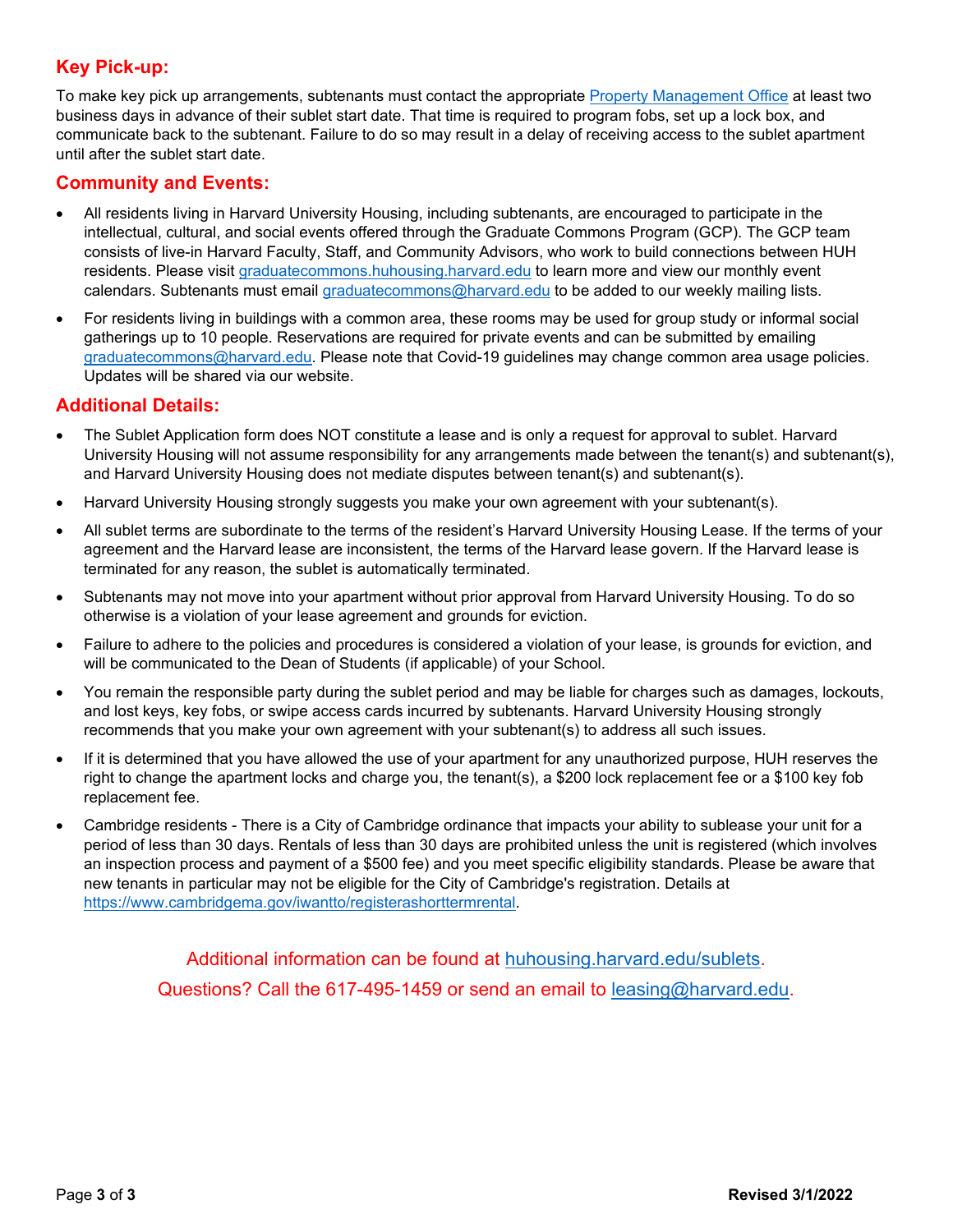## Key Pick-up:

To make key pick up arrangements, subtenants must contact the appropriate Property Management Office at least two business days in advance of their sublet start date. That time is required to program fobs, set up a lock box, and communicate back to the subtenant. Failure to do so may result in a delay of receiving access to the sublet apartment until after the sublet start date.

## Community and Events:

- All residents living in Harvard University Housing, including subtenants, are encouraged to participate in the intellectual, cultural, and social events offered through the Graduate Commons Program (GCP). The GCP team consists of live-in Harvard Faculty, Staff, and Community Advisors, who work to build connections between HUH residents. Please visit graduatecommons.huhousing.harvard.edu to learn more and view our monthly event calendars. Subtenants must email graduatecommons@harvard.edu to be added to our weekly mailing lists.
- For residents living in buildings with a common area, these rooms may be used for group study or informal social gatherings up to 10 people. Reservations are required for private events and can be submitted by emailing graduatecommons@harvard.edu. Please note that Covid-19 guidelines may change common area usage policies. Updates will be shared via our website.

## Additional Details:

- The Sublet Application form does NOT constitute a lease and is only a request for approval to sublet. Harvard University Housing will not assume responsibility for any arrangements made between the tenant(s) and subtenant(s), and Harvard University Housing does not mediate disputes between tenant(s) and subtenant(s).
- Harvard University Housing strongly suggests you make your own agreement with your subtenant(s).
- All sublet terms are subordinate to the terms of the resident's Harvard University Housing Lease. If the terms of your agreement and the Harvard lease are inconsistent, the terms of the Harvard lease govern. If the Harvard lease is terminated for any reason, the sublet is automatically terminated.
- Subtenants may not move into your apartment without prior approval from Harvard University Housing. To do so otherwise is a violation of your lease agreement and grounds for eviction.
- Failure to adhere to the policies and procedures is considered a violation of your lease, is grounds for eviction, and will be communicated to the Dean of Students (if applicable) of your School.
- You remain the responsible party during the sublet period and may be liable for charges such as damages, lockouts, and lost keys, key fobs, or swipe access cards incurred by subtenants. Harvard University Housing strongly recommends that you make your own agreement with your subtenant(s) to address all such issues.
- If it is determined that you have allowed the use of your apartment for any unauthorized purpose, HUH reserves the right to change the apartment locks and charge you, the tenant(s), a $200 lock replacement fee or a $100 key fob replacement fee.
- Cambridge residents - There is a City of Cambridge ordinance that impacts your ability to sublease your unit for a period of less than 30 days. Rentals of less than 30 days are prohibited unless the unit is registered (which involves an inspection process and payment of a $500 fee) and you meet specific eligibility standards. Please be aware that new tenants in particular may not be eligible for the City of Cambridge's registration. Details at https://www.cambridgema.gov/iwantto/registerashorttermrental.

Additional information can be found at huhousing.harvard.edu/sublets.

Questions? Call the 617-495-1459 or send an email to leasing@harvard.edu.

Revised 3/1/2022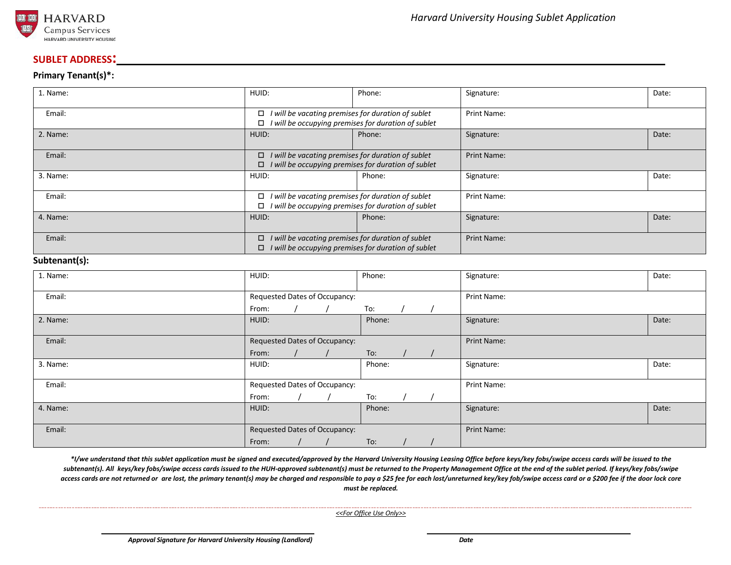HARVARD
Campus Services
HARVARD UNIVERSITY HOUSING

*Harvard University Housing Sublet Application*

**SUBLET ADDRESS:** ______________________________________________

**Primary Tenant(s)*:**

| | | | | |
|---|---|---|---|---|
| 1. Name: | HUID: | Phone: | Signature: | Date: |
| Email: | ☐ *I will be vacating premises for duration of sublet* ☐ *I will be occupying premises for duration of sublet* | | Print Name: | |
| 2. Name: | HUID: | Phone: | Signature: | Date: |
| Email: | ☐ *I will be vacating premises for duration of sublet* ☐ *I will be occupying premises for duration of sublet* | | Print Name: | |
| 3. Name: | HUID: | Phone: | Signature: | Date: |
| Email: | ☐ *I will be vacating premises for duration of sublet* ☐ *I will be occupying premises for duration of sublet* | | Print Name: | |
| 4. Name: | HUID: | Phone: | Signature: | Date: |
| Email: | ☐ *I will be vacating premises for duration of sublet* ☐ *I will be occupying premises for duration of sublet* | | Print Name: | |

**Subtenant(s):**

| | | | | |
|---|---|---|---|---|
| 1. Name: | HUID: | Phone: | Signature: | Date: |
| Email: | Requested Dates of Occupancy: From: / / | To: / / | Print Name: | |
| 2. Name: | HUID: | Phone: | Signature: | Date: |
| Email: | Requested Dates of Occupancy: From: / / | To: / / | Print Name: | |
| 3. Name: | HUID: | Phone: | Signature: | Date: |
| Email: | Requested Dates of Occupancy: From: / / | To: / / | Print Name: | |
| 4. Name: | HUID: | Phone: | Signature: | Date: |
| Email: | Requested Dates of Occupancy: From: / / | To: / / | Print Name: | |

***I/we understand that this sublet application must be signed and executed/approved by the Harvard University Housing Leasing Office before keys/key fobs/swipe access cards will be issued to the subtenant(s). All keys/key fobs/swipe access cards issued to the HUH-approved subtenant(s) must be returned to the Property Management Office at the end of the sublet period. If keys/key fobs/swipe access cards are not returned or are lost, the primary tenant(s) may be charged and responsible to pay a $25 fee for each lost/unreturned key/key fob/swipe access card or a $200 fee if the door lock core must be replaced.***

*<<For Office Use Only>>*

_________________________________ _________________________________

***Approval Signature for Harvard University Housing (Landlord)*** ***Date***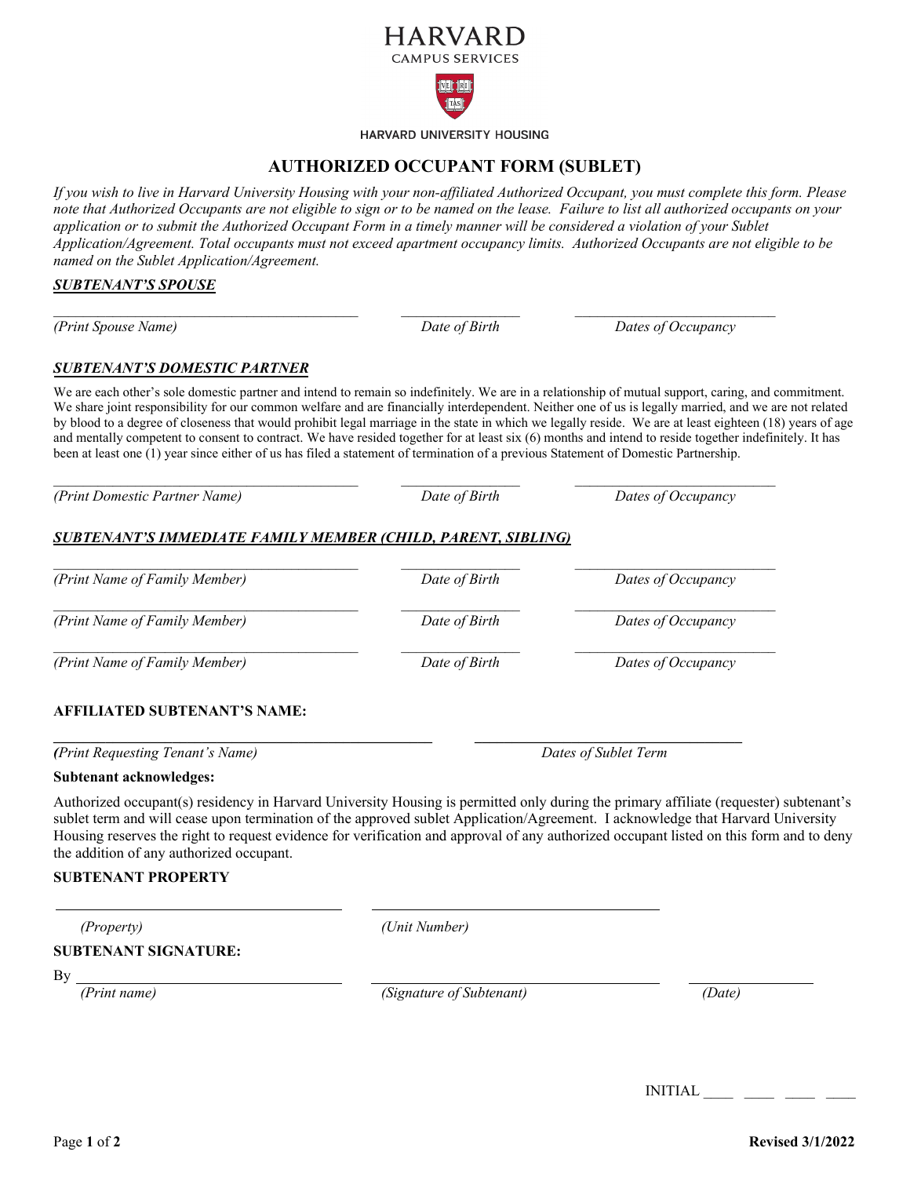HARVARD

CAMPUS SERVICES

HARVARD UNIVERSITY HOUSING

# AUTHORIZED OCCUPANT FORM (SUBLET)

*If you wish to live in Harvard University Housing with your non-affiliated Authorized Occupant, you must complete this form. Please note that Authorized Occupants are not eligible to sign or to be named on the lease. Failure to list all authorized occupants on your application or to submit the Authorized Occupant Form in a timely manner will be considered a violation of your Sublet Application/Agreement. Total occupants must not exceed apartment occupancy limits. Authorized Occupants are not eligible to be named on the Sublet Application/Agreement.*

## ***SUBTENANT'S SPOUSE***

| _______________________ | _______________ | _______________ |
|---|---|---|
| *(Print Spouse Name)* | *Date of Birth* | *Dates of Occupancy* |

## ***SUBTENANT'S DOMESTIC PARTNER***

We are each other's sole domestic partner and intend to remain so indefinitely. We are in a relationship of mutual support, caring, and commitment. We share joint responsibility for our common welfare and are financially interdependent. Neither one of us is legally married, and we are not related by blood to a degree of closeness that would prohibit legal marriage in the state in which we legally reside. We are at least eighteen (18) years of age and mentally competent to consent to contract. We have resided together for at least six (6) months and intend to reside together indefinitely. It has been at least one (1) year since either of us has filed a statement of termination of a previous Statement of Domestic Partnership.

| _______________________ | _______________ | _______________ |
|---|---|---|
| *(Print Domestic Partner Name)* | *Date of Birth* | *Dates of Occupancy* |

## ***SUBTENANT'S IMMEDIATE FAMILY MEMBER (CHILD, PARENT, SIBLING)***

| _______________________ | _______________ | _______________ |
|---|---|---|
| *(Print Name of Family Member)* | *Date of Birth* | *Dates of Occupancy* |
| _______________________ | _______________ | _______________ |
| *(Print Name of Family Member)* | *Date of Birth* | *Dates of Occupancy* |
| _______________________ | _______________ | _______________ |
| *(Print Name of Family Member)* | *Date of Birth* | *Dates of Occupancy* |

**AFFILIATED SUBTENANT'S NAME:**

| _______________________ | _______________ |
|---|---|
| *(Print Requesting Tenant's Name)* | *Dates of Sublet Term* |

**Subtenant acknowledges:**

Authorized occupant(s) residency in Harvard University Housing is permitted only during the primary affiliate (requester) subtenant's sublet term and will cease upon termination of the approved sublet Application/Agreement. I acknowledge that Harvard University Housing reserves the right to request evidence for verification and approval of any authorized occupant listed on this form and to deny the addition of any authorized occupant.

**SUBTENANT PROPERTY**

| _______________________ | _______________________ |
|---|---|
| *(Property)* | *(Unit Number)* |

**SUBTENANT SIGNATURE:**

| By _______________________ | _______________________ | _______________ |
|---|---|---|
| *(Print name)* | *(Signature of Subtenant)* | *(Date)* |

INITIAL ____ ____ ____ ____

Revised 3/1/2022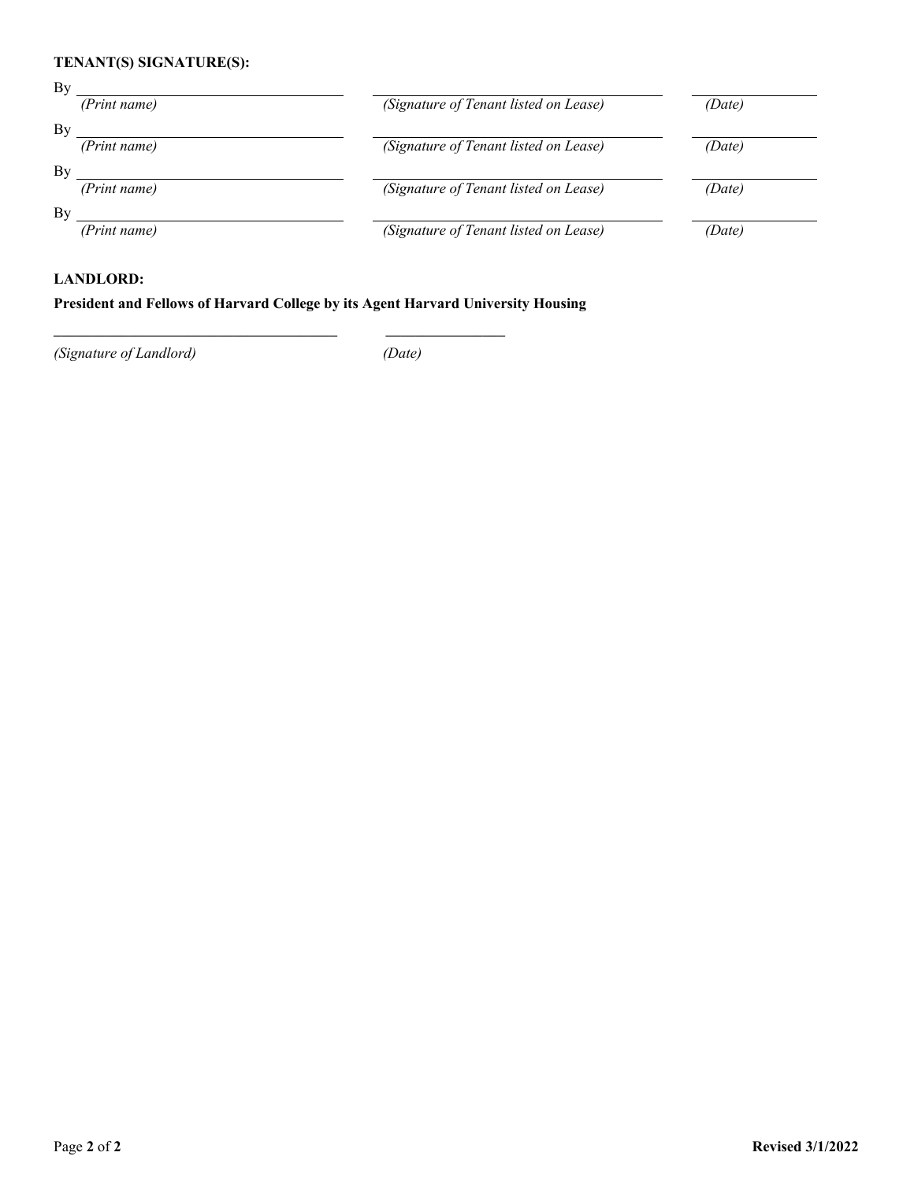**TENANT(S) SIGNATURE(S):**

By \_\_\_\_\_\_\_\_\_\_\_\_\_\_\_\_\_\_\_\_\_\_\_\_\_\_\_\_ \_\_\_\_\_\_\_\_\_\_\_\_\_\_\_\_\_\_\_\_\_\_\_\_\_\_\_\_ \_\_\_\_\_\_\_\_\_\_\_\_
*(Print name)* *(Signature of Tenant listed on Lease)* *(Date)*

By \_\_\_\_\_\_\_\_\_\_\_\_\_\_\_\_\_\_\_\_\_\_\_\_\_\_\_\_ \_\_\_\_\_\_\_\_\_\_\_\_\_\_\_\_\_\_\_\_\_\_\_\_\_\_\_\_ \_\_\_\_\_\_\_\_\_\_\_\_
*(Print name)* *(Signature of Tenant listed on Lease)* *(Date)*

By \_\_\_\_\_\_\_\_\_\_\_\_\_\_\_\_\_\_\_\_\_\_\_\_\_\_\_\_ \_\_\_\_\_\_\_\_\_\_\_\_\_\_\_\_\_\_\_\_\_\_\_\_\_\_\_\_ \_\_\_\_\_\_\_\_\_\_\_\_
*(Print name)* *(Signature of Tenant listed on Lease)* *(Date)*

By \_\_\_\_\_\_\_\_\_\_\_\_\_\_\_\_\_\_\_\_\_\_\_\_\_\_\_\_ \_\_\_\_\_\_\_\_\_\_\_\_\_\_\_\_\_\_\_\_\_\_\_\_\_\_\_\_ \_\_\_\_\_\_\_\_\_\_\_\_
*(Print name)* *(Signature of Tenant listed on Lease)* *(Date)*

**LANDLORD:**

**President and Fellows of Harvard College by its Agent Harvard University Housing**

\_\_\_\_\_\_\_\_\_\_\_\_\_\_\_\_\_\_\_\_\_\_\_\_\_\_\_\_\_\_\_\_\_\_ \_\_\_\_\_\_\_\_\_\_\_\_\_\_\_\_
*(Signature of Landlord)* *(Date)*

**Revised 3/1/2022**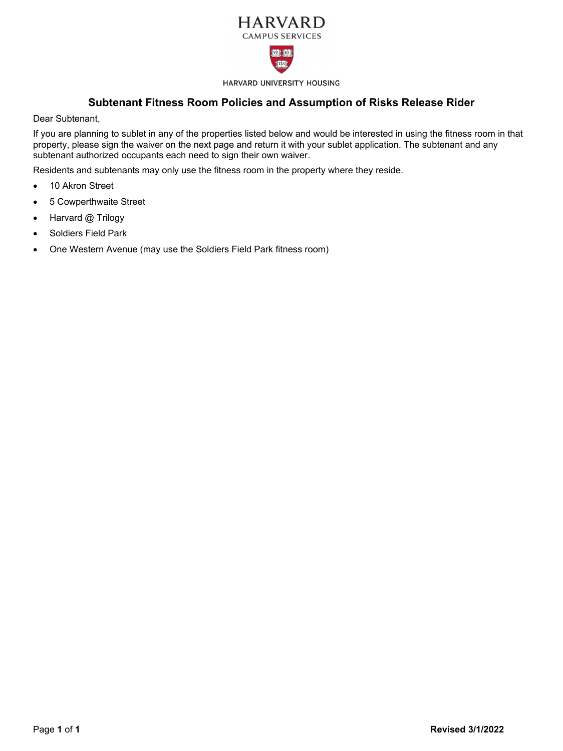# HARVARD

CAMPUS SERVICES

HARVARD UNIVERSITY HOUSING

## Subtenant Fitness Room Policies and Assumption of Risks Release Rider

Dear Subtenant,

If you are planning to sublet in any of the properties listed below and would be interested in using the fitness room in that property, please sign the waiver on the next page and return it with your sublet application. The subtenant and any subtenant authorized occupants each need to sign their own waiver.

Residents and subtenants may only use the fitness room in the property where they reside.

- 10 Akron Street
- 5 Cowperthwaite Street
- Harvard @ Trilogy
- Soldiers Field Park
- One Western Avenue (may use the Soldiers Field Park fitness room)

**Revised 3/1/2022**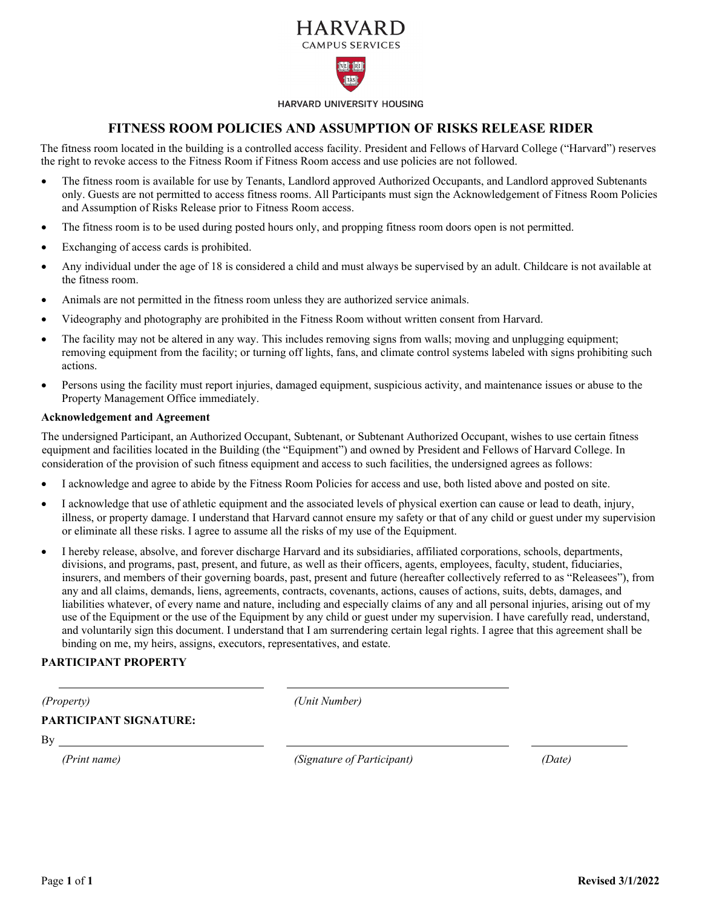HARVARD

CAMPUS SERVICES

HARVARD UNIVERSITY HOUSING

# FITNESS ROOM POLICIES AND ASSUMPTION OF RISKS RELEASE RIDER

The fitness room located in the building is a controlled access facility. President and Fellows of Harvard College ("Harvard") reserves the right to revoke access to the Fitness Room if Fitness Room access and use policies are not followed.

- The fitness room is available for use by Tenants, Landlord approved Authorized Occupants, and Landlord approved Subtenants only. Guests are not permitted to access fitness rooms. All Participants must sign the Acknowledgement of Fitness Room Policies and Assumption of Risks Release prior to Fitness Room access.
- The fitness room is to be used during posted hours only, and propping fitness room doors open is not permitted.
- Exchanging of access cards is prohibited.
- Any individual under the age of 18 is considered a child and must always be supervised by an adult. Childcare is not available at the fitness room.
- Animals are not permitted in the fitness room unless they are authorized service animals.
- Videography and photography are prohibited in the Fitness Room without written consent from Harvard.
- The facility may not be altered in any way. This includes removing signs from walls; moving and unplugging equipment; removing equipment from the facility; or turning off lights, fans, and climate control systems labeled with signs prohibiting such actions.
- Persons using the facility must report injuries, damaged equipment, suspicious activity, and maintenance issues or abuse to the Property Management Office immediately.

**Acknowledgement and Agreement**

The undersigned Participant, an Authorized Occupant, Subtenant, or Subtenant Authorized Occupant, wishes to use certain fitness equipment and facilities located in the Building (the "Equipment") and owned by President and Fellows of Harvard College. In consideration of the provision of such fitness equipment and access to such facilities, the undersigned agrees as follows:

- I acknowledge and agree to abide by the Fitness Room Policies for access and use, both listed above and posted on site.
- I acknowledge that use of athletic equipment and the associated levels of physical exertion can cause or lead to death, injury, illness, or property damage. I understand that Harvard cannot ensure my safety or that of any child or guest under my supervision or eliminate all these risks. I agree to assume all the risks of my use of the Equipment.
- I hereby release, absolve, and forever discharge Harvard and its subsidiaries, affiliated corporations, schools, departments, divisions, and programs, past, present, and future, as well as their officers, agents, employees, faculty, student, fiduciaries, insurers, and members of their governing boards, past, present and future (hereafter collectively referred to as "Releasees"), from any and all claims, demands, liens, agreements, contracts, covenants, actions, causes of actions, suits, debts, damages, and liabilities whatever, of every name and nature, including and especially claims of any and all personal injuries, arising out of my use of the Equipment or the use of the Equipment by any child or guest under my supervision. I have carefully read, understand, and voluntarily sign this document. I understand that I am surrendering certain legal rights. I agree that this agreement shall be binding on me, my heirs, assigns, executors, representatives, and estate.

**PARTICIPANT PROPERTY**

\_\_\_\_\_\_\_\_\_\_\_\_\_\_\_\_\_\_\_\_\_\_\_\_\_\_\_\_ \_\_\_\_\_\_\_\_\_\_\_\_\_\_\_\_\_\_\_\_\_\_\_\_\_\_\_\_

*(Property)* *(Unit Number)*

**PARTICIPANT SIGNATURE:**

By \_\_\_\_\_\_\_\_\_\_\_\_\_\_\_\_\_\_\_\_\_\_\_\_\_\_\_\_ \_\_\_\_\_\_\_\_\_\_\_\_\_\_\_\_\_\_\_\_\_\_\_\_\_\_\_\_ \_\_\_\_\_\_\_\_\_\_\_\_\_\_

*(Print name)* *(Signature of Participant)* *(Date)*

**Revised 3/1/2022**